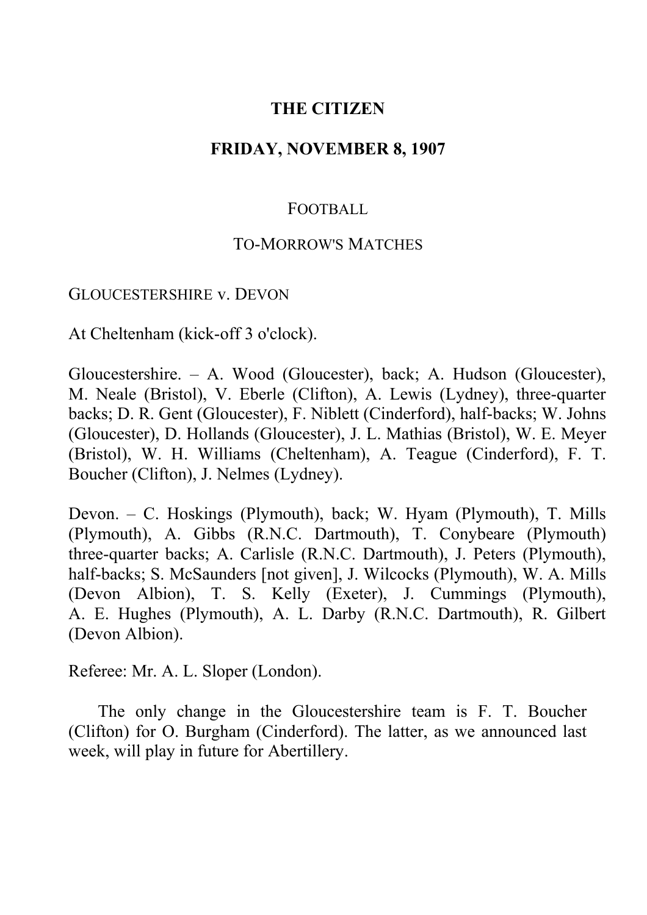# THE CITIZEN

## FRIDAY, NOVEMBER 8, 1907

### FOOTBALL

### TO-MORROW'S MATCHES

GLOUCESTERSHIRE v. DEVON

At Cheltenham (kick-off 3 o'clock).

Gloucestershire. – A. Wood (Gloucester), back; A. Hudson (Gloucester), M. Neale (Bristol), V. Eberle (Clifton), A. Lewis (Lydney), three-quarter backs; D. R. Gent (Gloucester), F. Niblett (Cinderford), half-backs; W. Johns (Gloucester), D. Hollands (Gloucester), J. L. Mathias (Bristol), W. E. Meyer (Bristol), W. H. Williams (Cheltenham), A. Teague (Cinderford), F. T. Boucher (Clifton), J. Nelmes (Lydney).

Devon. – C. Hoskings (Plymouth), back; W. Hyam (Plymouth), T. Mills (Plymouth), A. Gibbs (R.N.C. Dartmouth), T. Conybeare (Plymouth) three-quarter backs; A. Carlisle (R.N.C. Dartmouth), J. Peters (Plymouth), half-backs; S. McSaunders [not given], J. Wilcocks (Plymouth), W. A. Mills (Devon Albion), T. S. Kelly (Exeter), J. Cummings (Plymouth), A. E. Hughes (Plymouth), A. L. Darby (R.N.C. Dartmouth), R. Gilbert (Devon Albion).

Referee: Mr. A. L. Sloper (London).

The only change in the Gloucestershire team is F. T. Boucher (Clifton) for O. Burgham (Cinderford). The latter, as we announced last week, will play in future for Abertillery.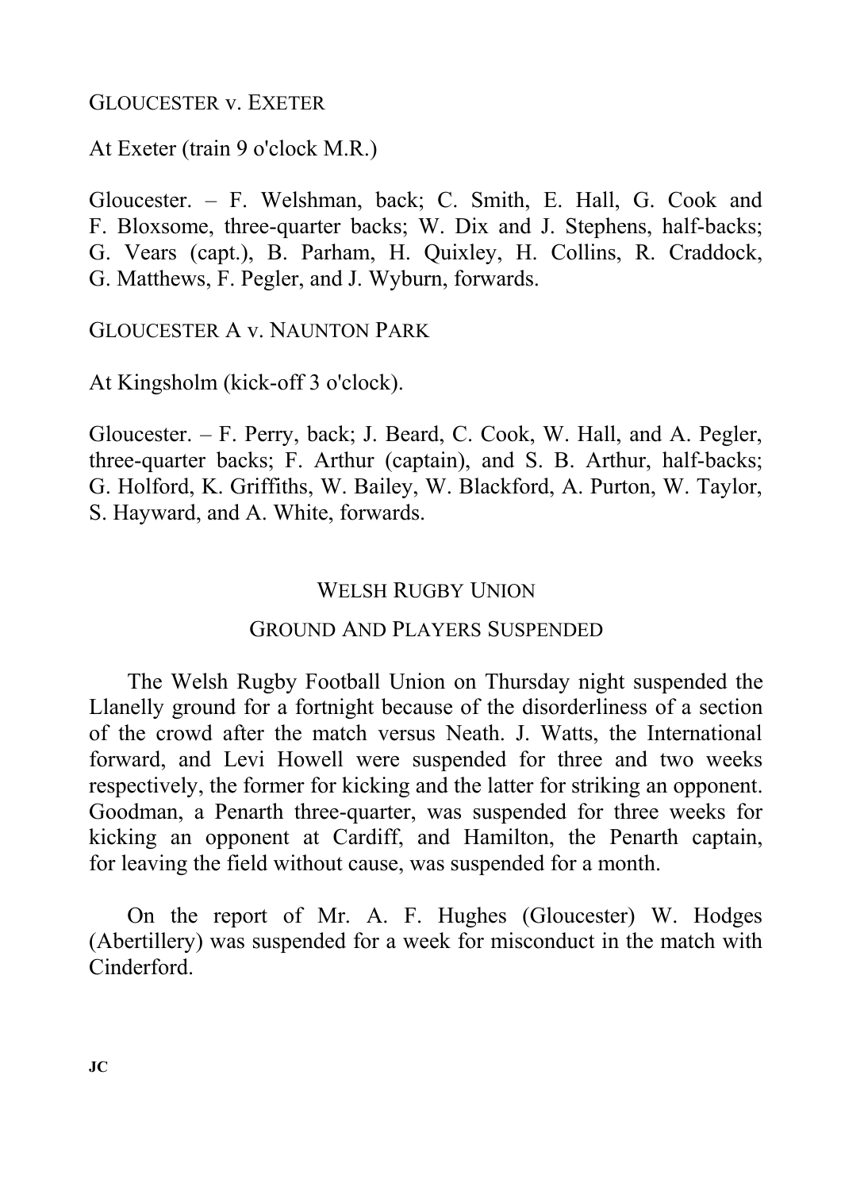GLOUCESTER v. EXETER

At Exeter (train 9 o'clock M.R.)

Gloucester. – F. Welshman, back; C. Smith, E. Hall, G. Cook and F. Bloxsome, three-quarter backs; W. Dix and J. Stephens, half-backs; G. Vears (capt.), B. Parham, H. Quixley, H. Collins, R. Craddock, G. Matthews, F. Pegler, and J. Wyburn, forwards.

GLOUCESTER A v. NAUNTON PARK

At Kingsholm (kick-off 3 o'clock).

Gloucester. – F. Perry, back; J. Beard, C. Cook, W. Hall, and A. Pegler, three-quarter backs; F. Arthur (captain), and S. B. Arthur, half-backs; G. Holford, K. Griffiths, W. Bailey, W. Blackford, A. Purton, W. Taylor, S. Hayward, and A. White, forwards.

## WELSH RUGBY UNION

### GROUND AND PLAYERS SUSPENDED

The Welsh Rugby Football Union on Thursday night suspended the Llanelly ground for a fortnight because of the disorderliness of a section of the crowd after the match versus Neath. J. Watts, the International forward, and Levi Howell were suspended for three and two weeks respectively, the former for kicking and the latter for striking an opponent. Goodman, a Penarth three-quarter, was suspended for three weeks for kicking an opponent at Cardiff, and Hamilton, the Penarth captain, for leaving the field without cause, was suspended for a month.

On the report of Mr. A. F. Hughes (Gloucester) W. Hodges (Abertillery) was suspended for a week for misconduct in the match with Cinderford.

**JC**